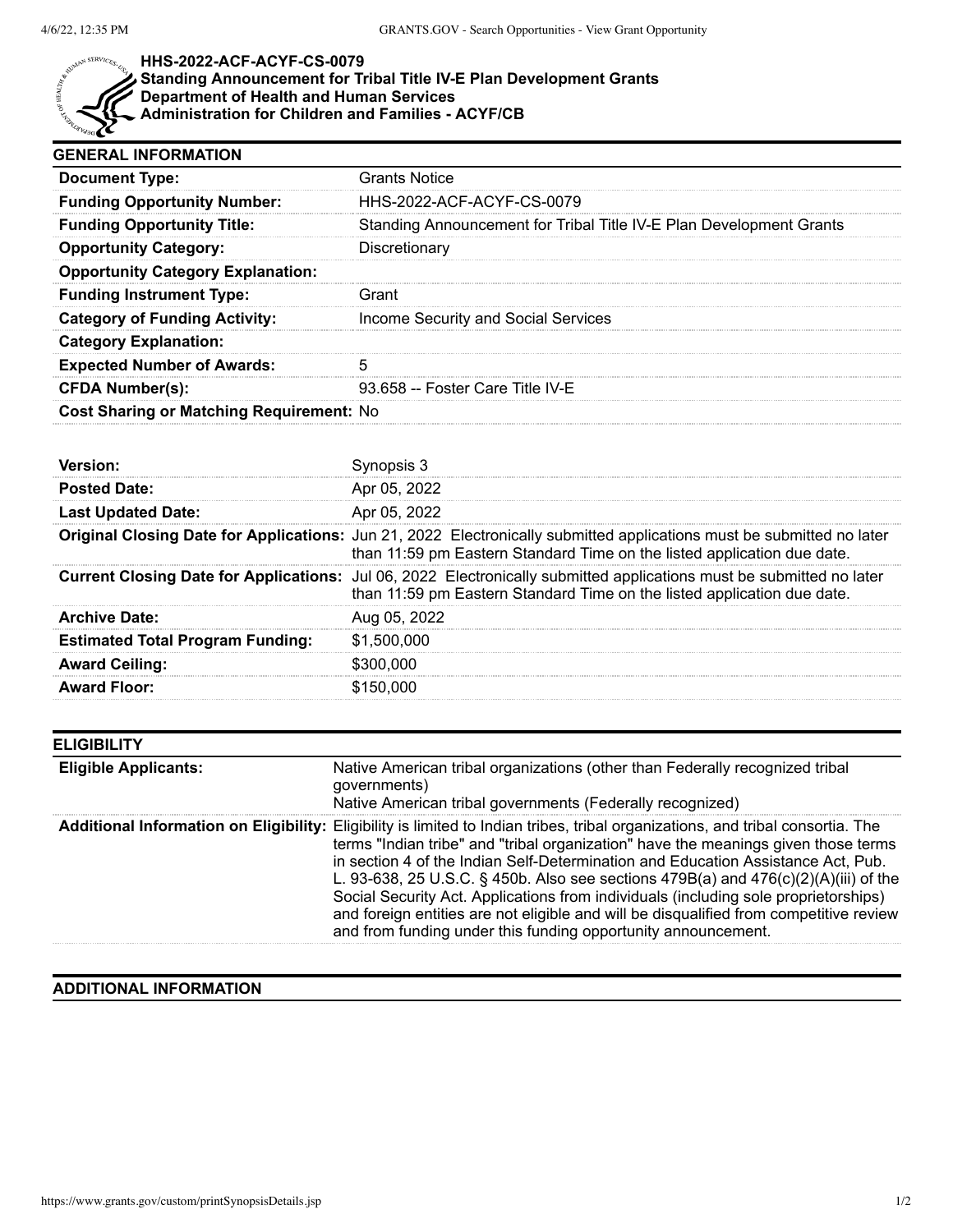# HHS-2022-ACF-ACYF-CS-0079
## Standing Announcement for Tribal Title IV-E Plan Development Grants
## Department of Health and Human Services
## Administration for Children and Families - ACYF/CB

### GENERAL INFORMATION

| | |
|---|---|
| **Document Type:** | Grants Notice |
| **Funding Opportunity Number:** | HHS-2022-ACF-ACYF-CS-0079 |
| **Funding Opportunity Title:** | Standing Announcement for Tribal Title IV-E Plan Development Grants |
| **Opportunity Category:** | Discretionary |
| **Opportunity Category Explanation:** | |
| **Funding Instrument Type:** | Grant |
| **Category of Funding Activity:** | Income Security and Social Services |
| **Category Explanation:** | |
| **Expected Number of Awards:** | 5 |
| **CFDA Number(s):** | 93.658 -- Foster Care Title IV-E |
| **Cost Sharing or Matching Requirement:** | No |

| | |
|---|---|
| **Version:** | Synopsis 3 |
| **Posted Date:** | Apr 05, 2022 |
| **Last Updated Date:** | Apr 05, 2022 |
| **Original Closing Date for Applications:** | Jun 21, 2022 Electronically submitted applications must be submitted no later than 11:59 pm Eastern Standard Time on the listed application due date. |
| **Current Closing Date for Applications:** | Jul 06, 2022 Electronically submitted applications must be submitted no later than 11:59 pm Eastern Standard Time on the listed application due date. |
| **Archive Date:** | Aug 05, 2022 |
| **Estimated Total Program Funding:** | $1,500,000 |
| **Award Ceiling:** | $300,000 |
| **Award Floor:** | $150,000 |

### ELIGIBILITY

| | |
|---|---|
| **Eligible Applicants:** | Native American tribal organizations (other than Federally recognized tribal governments)<br>Native American tribal governments (Federally recognized) |
| **Additional Information on Eligibility:** | Eligibility is limited to Indian tribes, tribal organizations, and tribal consortia. The terms "Indian tribe" and "tribal organization" have the meanings given those terms in section 4 of the Indian Self-Determination and Education Assistance Act, Pub. L. 93-638, 25 U.S.C. § 450b. Also see sections 479B(a) and 476(c)(2)(A)(iii) of the Social Security Act. Applications from individuals (including sole proprietorships) and foreign entities are not eligible and will be disqualified from competitive review and from funding under this funding opportunity announcement. |

### ADDITIONAL INFORMATION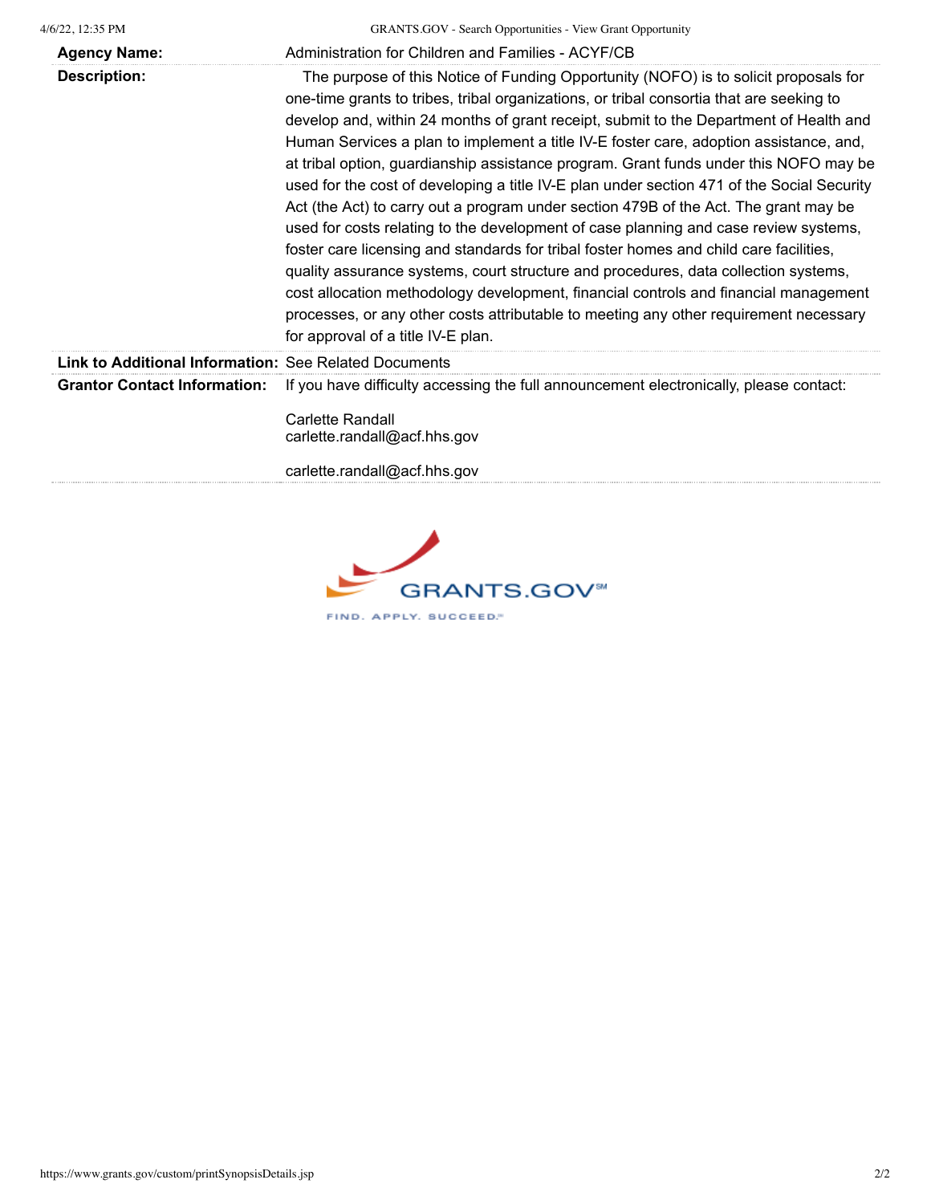| | |
|---|---|
| **Agency Name:** | Administration for Children and Families - ACYF/CB |
| **Description:** | The purpose of this Notice of Funding Opportunity (NOFO) is to solicit proposals for one-time grants to tribes, tribal organizations, or tribal consortia that are seeking to develop and, within 24 months of grant receipt, submit to the Department of Health and Human Services a plan to implement a title IV-E foster care, adoption assistance, and, at tribal option, guardianship assistance program. Grant funds under this NOFO may be used for the cost of developing a title IV-E plan under section 471 of the Social Security Act (the Act) to carry out a program under section 479B of the Act. The grant may be used for costs relating to the development of case planning and case review systems, foster care licensing and standards for tribal foster homes and child care facilities, quality assurance systems, court structure and procedures, data collection systems, cost allocation methodology development, financial controls and financial management processes, or any other costs attributable to meeting any other requirement necessary for approval of a title IV-E plan. |
| **Link to Additional Information:** | See Related Documents |
| **Grantor Contact Information:** | If you have difficulty accessing the full announcement electronically, please contact:<br><br>Carlette Randall<br>carlette.randall@acf.hhs.gov<br><br>carlette.randall@acf.hhs.gov |

GRANTS.GOV℠

FIND. APPLY. SUCCEED.℠